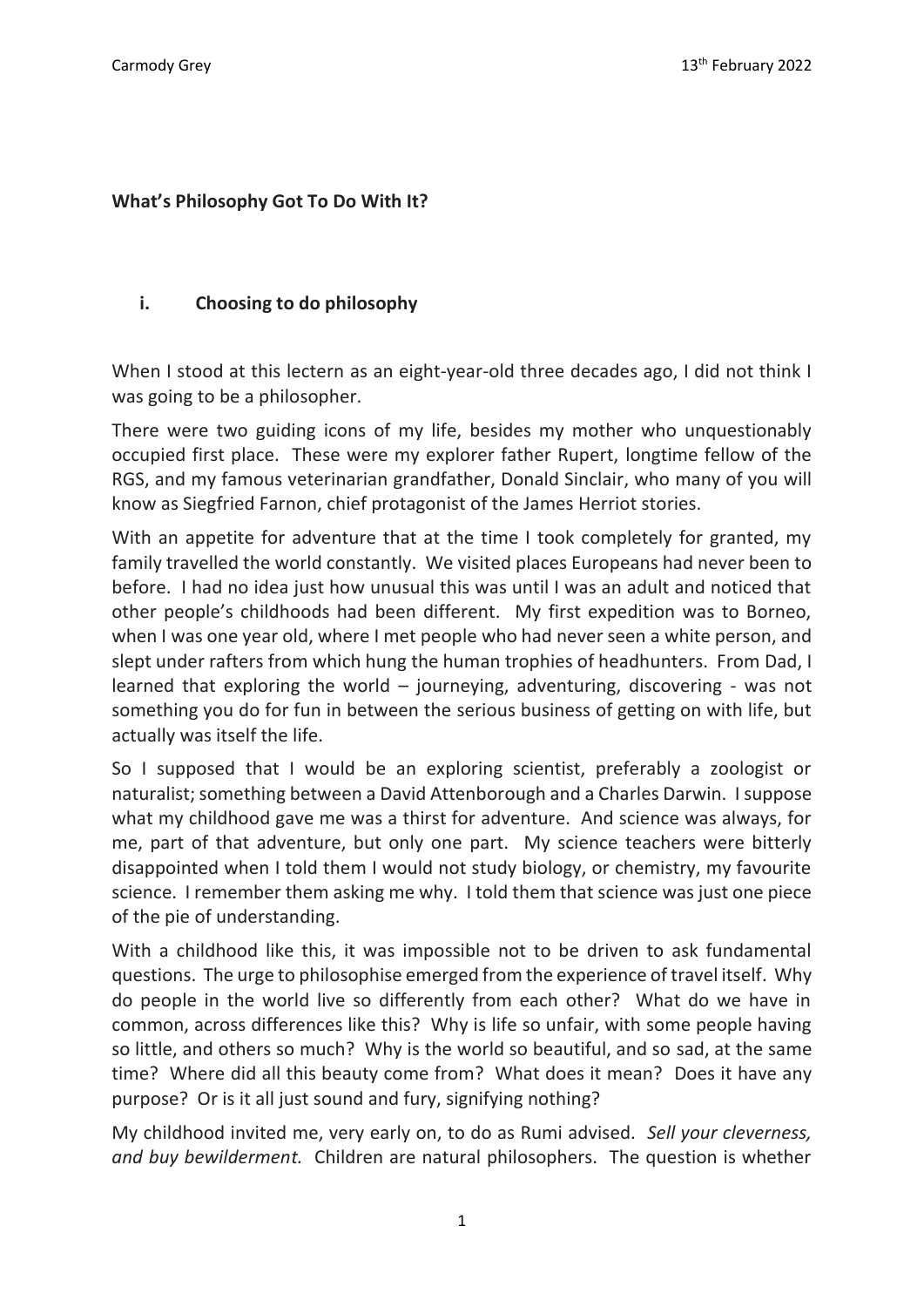## What's Philosophy Got To Do With It?

### i. Choosing to do philosophy

When I stood at this lectern as an eight-year-old three decades ago, I did not think I was going to be a philosopher.

There were two guiding icons of my life, besides my mother who unquestionably occupied first place. These were my explorer father Rupert, longtime fellow of the RGS, and my famous veterinarian grandfather, Donald Sinclair, who many of you will know as Siegfried Farnon, chief protagonist of the James Herriot stories.

With an appetite for adventure that at the time I took completely for granted, my family travelled the world constantly. We visited places Europeans had never been to before. I had no idea just how unusual this was until I was an adult and noticed that other people's childhoods had been different. My first expedition was to Borneo, when I was one year old, where I met people who had never seen a white person, and slept under rafters from which hung the human trophies of headhunters. From Dad, I learned that exploring the world – journeying, adventuring, discovering - was not something you do for fun in between the serious business of getting on with life, but actually was itself the life.

So I supposed that I would be an exploring scientist, preferably a zoologist or naturalist; something between a David Attenborough and a Charles Darwin. I suppose what my childhood gave me was a thirst for adventure. And science was always, for me, part of that adventure, but only one part. My science teachers were bitterly disappointed when I told them I would not study biology, or chemistry, my favourite science. I remember them asking me why. I told them that science was just one piece of the pie of understanding.

With a childhood like this, it was impossible not to be driven to ask fundamental questions. The urge to philosophise emerged from the experience of travel itself. Why do people in the world live so differently from each other? What do we have in common, across differences like this? Why is life so unfair, with some people having so little, and others so much? Why is the world so beautiful, and so sad, at the same time? Where did all this beauty come from? What does it mean? Does it have any purpose? Or is it all just sound and fury, signifying nothing?

My childhood invited me, very early on, to do as Rumi advised. *Sell your cleverness, and buy bewilderment.* Children are natural philosophers. The question is whether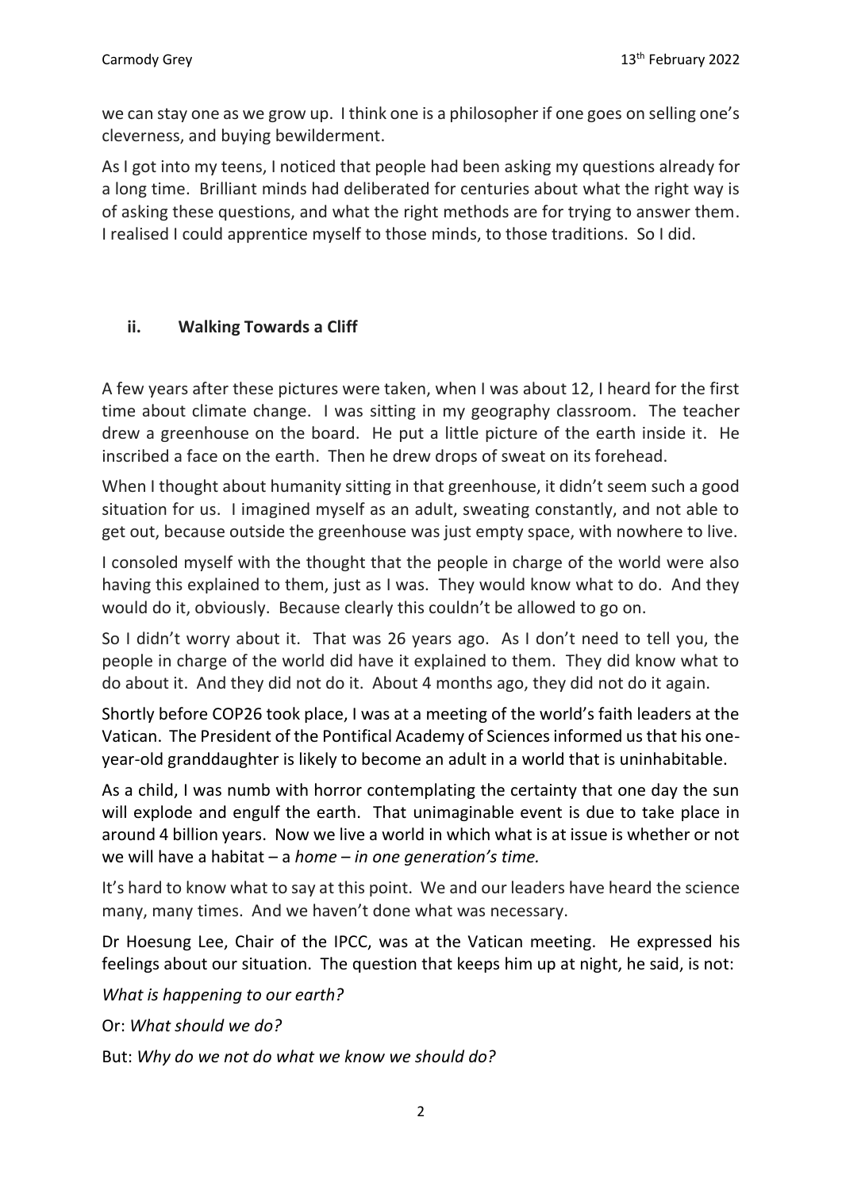we can stay one as we grow up. I think one is a philosopher if one goes on selling one's cleverness, and buying bewilderment.

As I got into my teens, I noticed that people had been asking my questions already for a long time. Brilliant minds had deliberated for centuries about what the right way is of asking these questions, and what the right methods are for trying to answer them. I realised I could apprentice myself to those minds, to those traditions. So I did.

### ii. Walking Towards a Cliff

A few years after these pictures were taken, when I was about 12, I heard for the first time about climate change. I was sitting in my geography classroom. The teacher drew a greenhouse on the board. He put a little picture of the earth inside it. He inscribed a face on the earth. Then he drew drops of sweat on its forehead.

When I thought about humanity sitting in that greenhouse, it didn't seem such a good situation for us. I imagined myself as an adult, sweating constantly, and not able to get out, because outside the greenhouse was just empty space, with nowhere to live.

I consoled myself with the thought that the people in charge of the world were also having this explained to them, just as I was. They would know what to do. And they would do it, obviously. Because clearly this couldn't be allowed to go on.

So I didn't worry about it. That was 26 years ago. As I don't need to tell you, the people in charge of the world did have it explained to them. They did know what to do about it. And they did not do it. About 4 months ago, they did not do it again.

Shortly before COP26 took place, I was at a meeting of the world's faith leaders at the Vatican. The President of the Pontifical Academy of Sciences informed us that his one-year-old granddaughter is likely to become an adult in a world that is uninhabitable.

As a child, I was numb with horror contemplating the certainty that one day the sun will explode and engulf the earth. That unimaginable event is due to take place in around 4 billion years. Now we live a world in which what is at issue is whether or not we will have a habitat – a *home – in one generation's time.*

It's hard to know what to say at this point. We and our leaders have heard the science many, many times. And we haven't done what was necessary.

Dr Hoesung Lee, Chair of the IPCC, was at the Vatican meeting. He expressed his feelings about our situation. The question that keeps him up at night, he said, is not:

*What is happening to our earth?*

Or: *What should we do?*

But: *Why do we not do what we know we should do?*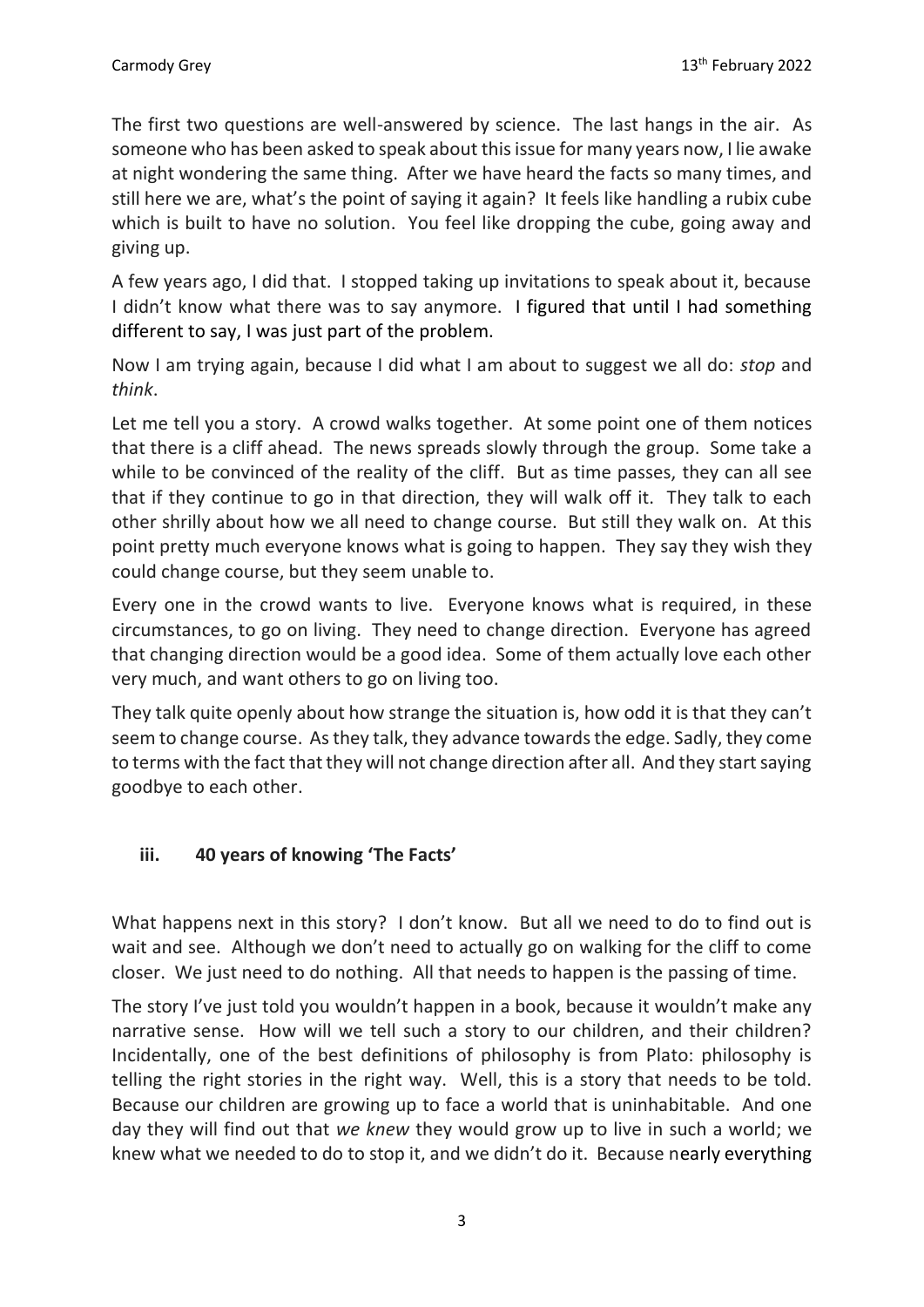The first two questions are well-answered by science. The last hangs in the air. As someone who has been asked to speak about this issue for many years now, I lie awake at night wondering the same thing. After we have heard the facts so many times, and still here we are, what's the point of saying it again? It feels like handling a rubix cube which is built to have no solution. You feel like dropping the cube, going away and giving up.

A few years ago, I did that. I stopped taking up invitations to speak about it, because I didn't know what there was to say anymore. I figured that until I had something different to say, I was just part of the problem.

Now I am trying again, because I did what I am about to suggest we all do: *stop* and *think*.

Let me tell you a story. A crowd walks together. At some point one of them notices that there is a cliff ahead. The news spreads slowly through the group. Some take a while to be convinced of the reality of the cliff. But as time passes, they can all see that if they continue to go in that direction, they will walk off it. They talk to each other shrilly about how we all need to change course. But still they walk on. At this point pretty much everyone knows what is going to happen. They say they wish they could change course, but they seem unable to.

Every one in the crowd wants to live. Everyone knows what is required, in these circumstances, to go on living. They need to change direction. Everyone has agreed that changing direction would be a good idea. Some of them actually love each other very much, and want others to go on living too.

They talk quite openly about how strange the situation is, how odd it is that they can't seem to change course. As they talk, they advance towards the edge. Sadly, they come to terms with the fact that they will not change direction after all. And they start saying goodbye to each other.

### iii. 40 years of knowing 'The Facts'

What happens next in this story? I don't know. But all we need to do to find out is wait and see. Although we don't need to actually go on walking for the cliff to come closer. We just need to do nothing. All that needs to happen is the passing of time.

The story I've just told you wouldn't happen in a book, because it wouldn't make any narrative sense. How will we tell such a story to our children, and their children? Incidentally, one of the best definitions of philosophy is from Plato: philosophy is telling the right stories in the right way. Well, this is a story that needs to be told. Because our children are growing up to face a world that is uninhabitable. And one day they will find out that *we knew* they would grow up to live in such a world; we knew what we needed to do to stop it, and we didn't do it. Because nearly everything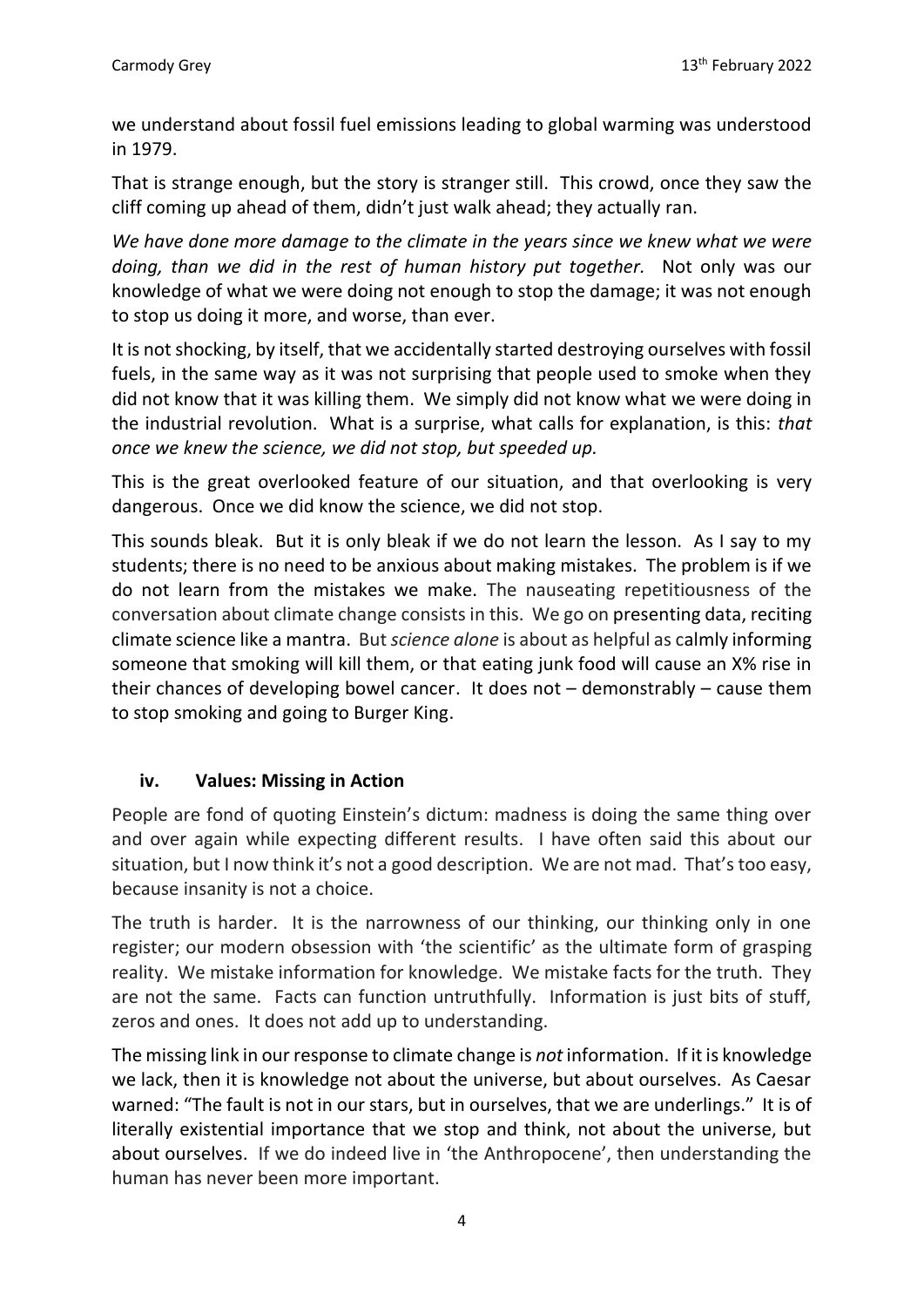we understand about fossil fuel emissions leading to global warming was understood in 1979.

That is strange enough, but the story is stranger still. This crowd, once they saw the cliff coming up ahead of them, didn't just walk ahead; they actually ran.

*We have done more damage to the climate in the years since we knew what we were doing, than we did in the rest of human history put together.* Not only was our knowledge of what we were doing not enough to stop the damage; it was not enough to stop us doing it more, and worse, than ever.

It is not shocking, by itself, that we accidentally started destroying ourselves with fossil fuels, in the same way as it was not surprising that people used to smoke when they did not know that it was killing them. We simply did not know what we were doing in the industrial revolution. What is a surprise, what calls for explanation, is this: *that once we knew the science, we did not stop, but speeded up.*

This is the great overlooked feature of our situation, and that overlooking is very dangerous. Once we did know the science, we did not stop.

This sounds bleak. But it is only bleak if we do not learn the lesson. As I say to my students; there is no need to be anxious about making mistakes. The problem is if we do not learn from the mistakes we make. The nauseating repetitiousness of the conversation about climate change consists in this. We go on presenting data, reciting climate science like a mantra. But *science alone* is about as helpful as calmly informing someone that smoking will kill them, or that eating junk food will cause an X% rise in their chances of developing bowel cancer. It does not – demonstrably – cause them to stop smoking and going to Burger King.

### iv. Values: Missing in Action

People are fond of quoting Einstein's dictum: madness is doing the same thing over and over again while expecting different results. I have often said this about our situation, but I now think it's not a good description. We are not mad. That's too easy, because insanity is not a choice.

The truth is harder. It is the narrowness of our thinking, our thinking only in one register; our modern obsession with 'the scientific' as the ultimate form of grasping reality. We mistake information for knowledge. We mistake facts for the truth. They are not the same. Facts can function untruthfully. Information is just bits of stuff, zeros and ones. It does not add up to understanding.

The missing link in our response to climate change is *not* information. If it is knowledge we lack, then it is knowledge not about the universe, but about ourselves. As Caesar warned: "The fault is not in our stars, but in ourselves, that we are underlings." It is of literally existential importance that we stop and think, not about the universe, but about ourselves. If we do indeed live in 'the Anthropocene', then understanding the human has never been more important.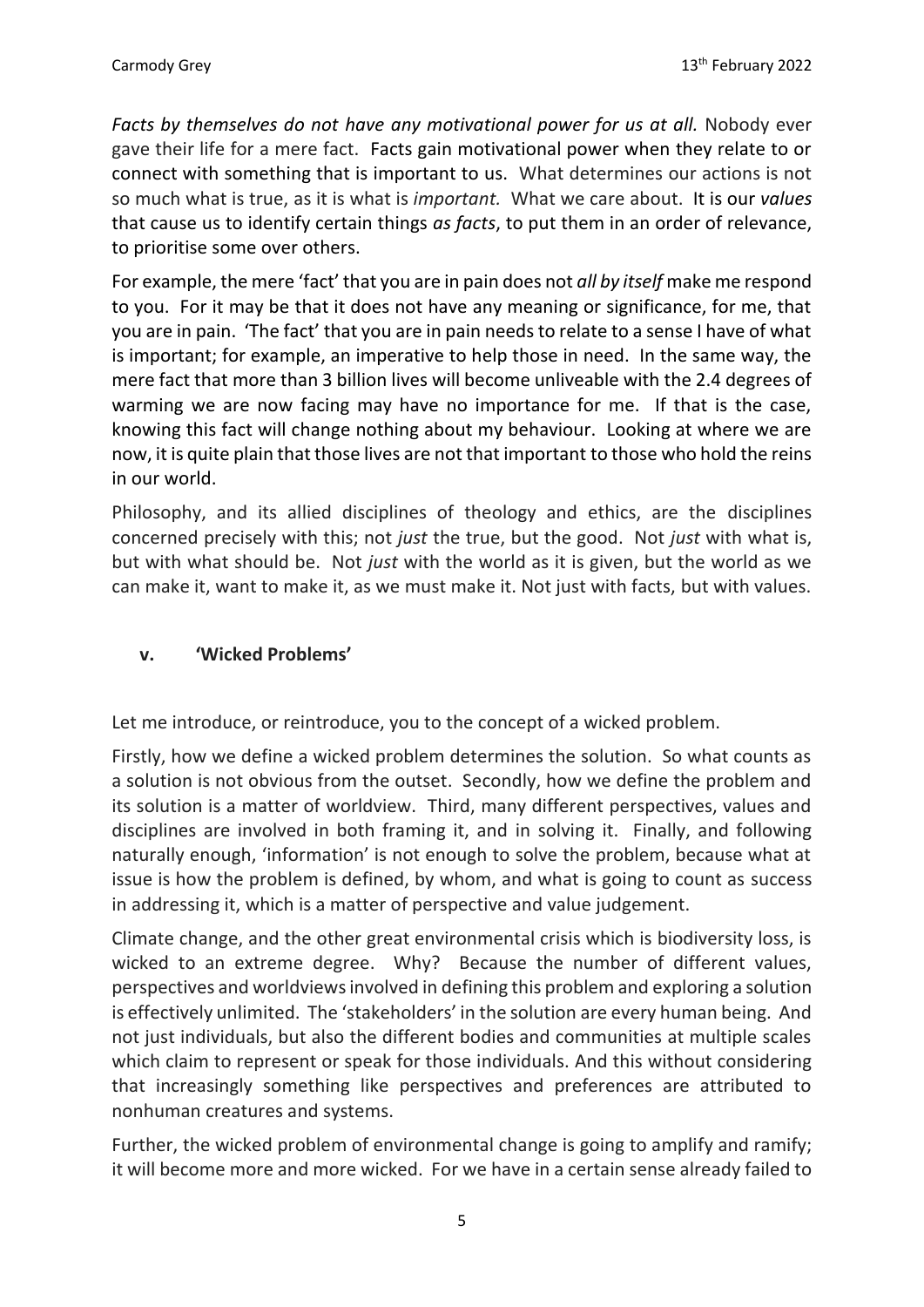*Facts by themselves do not have any motivational power for us at all.* Nobody ever gave their life for a mere fact. Facts gain motivational power when they relate to or connect with something that is important to us. What determines our actions is not so much what is true, as it is what is *important.* What we care about. It is our *values* that cause us to identify certain things *as facts*, to put them in an order of relevance, to prioritise some over others.

For example, the mere 'fact' that you are in pain does not *all by itself* make me respond to you. For it may be that it does not have any meaning or significance, for me, that you are in pain. 'The fact' that you are in pain needs to relate to a sense I have of what is important; for example, an imperative to help those in need. In the same way, the mere fact that more than 3 billion lives will become unliveable with the 2.4 degrees of warming we are now facing may have no importance for me. If that is the case, knowing this fact will change nothing about my behaviour. Looking at where we are now, it is quite plain that those lives are not that important to those who hold the reins in our world.

Philosophy, and its allied disciplines of theology and ethics, are the disciplines concerned precisely with this; not *just* the true, but the good. Not *just* with what is, but with what should be. Not *just* with the world as it is given, but the world as we can make it, want to make it, as we must make it. Not just with facts, but with values.

### v. 'Wicked Problems'

Let me introduce, or reintroduce, you to the concept of a wicked problem.

Firstly, how we define a wicked problem determines the solution. So what counts as a solution is not obvious from the outset. Secondly, how we define the problem and its solution is a matter of worldview. Third, many different perspectives, values and disciplines are involved in both framing it, and in solving it. Finally, and following naturally enough, 'information' is not enough to solve the problem, because what at issue is how the problem is defined, by whom, and what is going to count as success in addressing it, which is a matter of perspective and value judgement.

Climate change, and the other great environmental crisis which is biodiversity loss, is wicked to an extreme degree. Why? Because the number of different values, perspectives and worldviews involved in defining this problem and exploring a solution is effectively unlimited. The 'stakeholders' in the solution are every human being. And not just individuals, but also the different bodies and communities at multiple scales which claim to represent or speak for those individuals. And this without considering that increasingly something like perspectives and preferences are attributed to nonhuman creatures and systems.

Further, the wicked problem of environmental change is going to amplify and ramify; it will become more and more wicked. For we have in a certain sense already failed to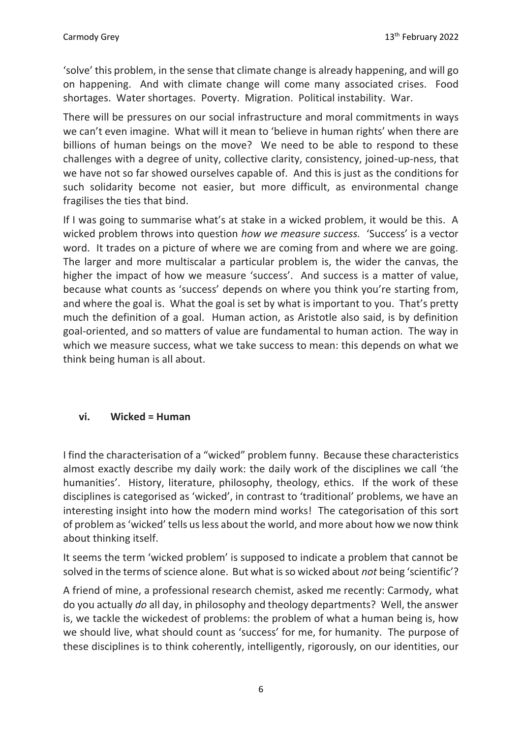'solve' this problem, in the sense that climate change is already happening, and will go on happening. And with climate change will come many associated crises. Food shortages. Water shortages. Poverty. Migration. Political instability. War.

There will be pressures on our social infrastructure and moral commitments in ways we can't even imagine. What will it mean to 'believe in human rights' when there are billions of human beings on the move? We need to be able to respond to these challenges with a degree of unity, collective clarity, consistency, joined-up-ness, that we have not so far showed ourselves capable of. And this is just as the conditions for such solidarity become not easier, but more difficult, as environmental change fragilises the ties that bind.

If I was going to summarise what's at stake in a wicked problem, it would be this. A wicked problem throws into question *how we measure success.* 'Success' is a vector word. It trades on a picture of where we are coming from and where we are going. The larger and more multiscalar a particular problem is, the wider the canvas, the higher the impact of how we measure 'success'. And success is a matter of value, because what counts as 'success' depends on where you think you're starting from, and where the goal is. What the goal is set by what is important to you. That's pretty much the definition of a goal. Human action, as Aristotle also said, is by definition goal-oriented, and so matters of value are fundamental to human action. The way in which we measure success, what we take success to mean: this depends on what we think being human is all about.

### vi. Wicked = Human

I find the characterisation of a "wicked" problem funny. Because these characteristics almost exactly describe my daily work: the daily work of the disciplines we call 'the humanities'. History, literature, philosophy, theology, ethics. If the work of these disciplines is categorised as 'wicked', in contrast to 'traditional' problems, we have an interesting insight into how the modern mind works! The categorisation of this sort of problem as 'wicked' tells us less about the world, and more about how we now think about thinking itself.

It seems the term 'wicked problem' is supposed to indicate a problem that cannot be solved in the terms of science alone. But what is so wicked about *not* being 'scientific'?

A friend of mine, a professional research chemist, asked me recently: Carmody, what do you actually *do* all day, in philosophy and theology departments? Well, the answer is, we tackle the wickedest of problems: the problem of what a human being is, how we should live, what should count as 'success' for me, for humanity. The purpose of these disciplines is to think coherently, intelligently, rigorously, on our identities, our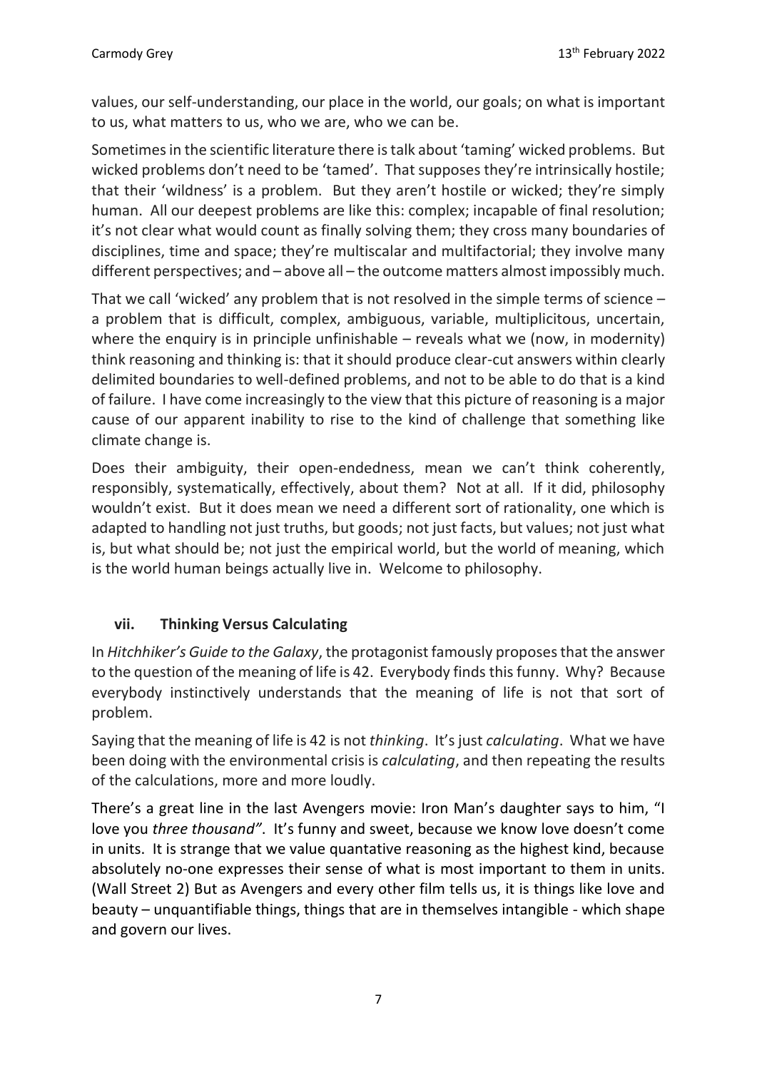values, our self-understanding, our place in the world, our goals; on what is important to us, what matters to us, who we are, who we can be.

Sometimes in the scientific literature there is talk about 'taming' wicked problems. But wicked problems don't need to be 'tamed'. That supposes they're intrinsically hostile; that their 'wildness' is a problem. But they aren't hostile or wicked; they're simply human. All our deepest problems are like this: complex; incapable of final resolution; it's not clear what would count as finally solving them; they cross many boundaries of disciplines, time and space; they're multiscalar and multifactorial; they involve many different perspectives; and – above all – the outcome matters almost impossibly much.

That we call 'wicked' any problem that is not resolved in the simple terms of science – a problem that is difficult, complex, ambiguous, variable, multiplicitous, uncertain, where the enquiry is in principle unfinishable – reveals what we (now, in modernity) think reasoning and thinking is: that it should produce clear-cut answers within clearly delimited boundaries to well-defined problems, and not to be able to do that is a kind of failure. I have come increasingly to the view that this picture of reasoning is a major cause of our apparent inability to rise to the kind of challenge that something like climate change is.

Does their ambiguity, their open-endedness, mean we can't think coherently, responsibly, systematically, effectively, about them? Not at all. If it did, philosophy wouldn't exist. But it does mean we need a different sort of rationality, one which is adapted to handling not just truths, but goods; not just facts, but values; not just what is, but what should be; not just the empirical world, but the world of meaning, which is the world human beings actually live in. Welcome to philosophy.

## vii. Thinking Versus Calculating

In *Hitchhiker's Guide to the Galaxy*, the protagonist famously proposes that the answer to the question of the meaning of life is 42. Everybody finds this funny. Why? Because everybody instinctively understands that the meaning of life is not that sort of problem.

Saying that the meaning of life is 42 is not *thinking*. It's just *calculating*. What we have been doing with the environmental crisis is *calculating*, and then repeating the results of the calculations, more and more loudly.

There's a great line in the last Avengers movie: Iron Man's daughter says to him, "I love you *three thousand"*. It's funny and sweet, because we know love doesn't come in units. It is strange that we value quantative reasoning as the highest kind, because absolutely no-one expresses their sense of what is most important to them in units. (Wall Street 2) But as Avengers and every other film tells us, it is things like love and beauty – unquantifiable things, things that are in themselves intangible - which shape and govern our lives.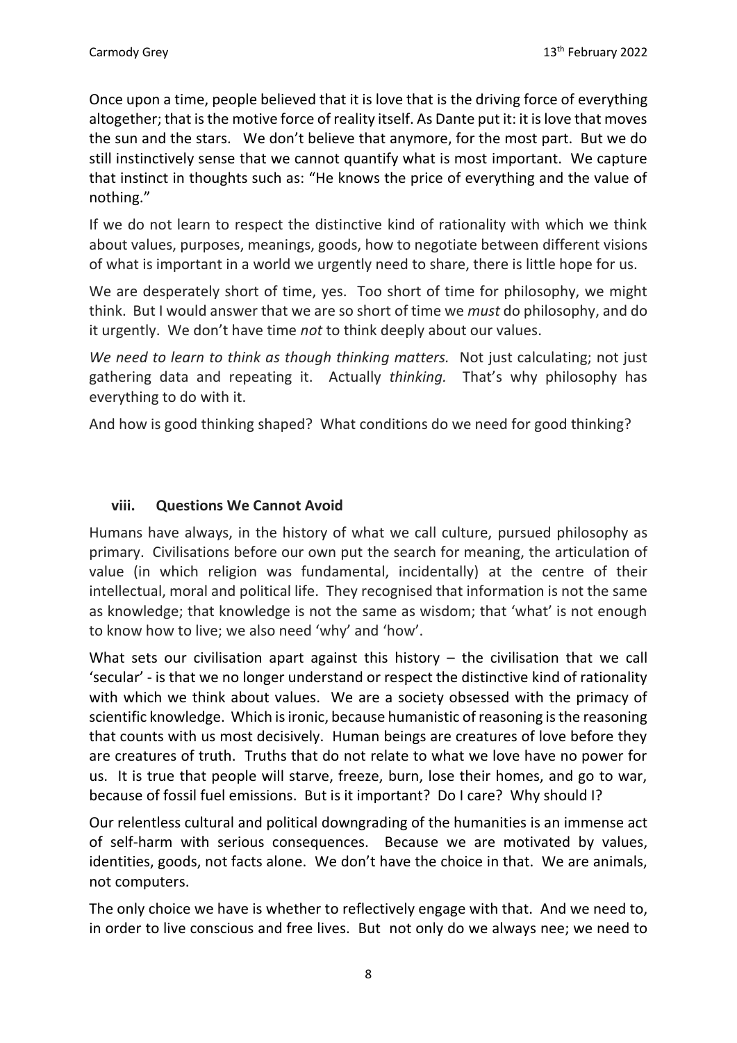Once upon a time, people believed that it is love that is the driving force of everything altogether; that is the motive force of reality itself. As Dante put it: it is love that moves the sun and the stars. We don't believe that anymore, for the most part. But we do still instinctively sense that we cannot quantify what is most important. We capture that instinct in thoughts such as: "He knows the price of everything and the value of nothing."

If we do not learn to respect the distinctive kind of rationality with which we think about values, purposes, meanings, goods, how to negotiate between different visions of what is important in a world we urgently need to share, there is little hope for us.

We are desperately short of time, yes. Too short of time for philosophy, we might think. But I would answer that we are so short of time we *must* do philosophy, and do it urgently. We don't have time *not* to think deeply about our values.

*We need to learn to think as though thinking matters.* Not just calculating; not just gathering data and repeating it. Actually *thinking.* That's why philosophy has everything to do with it.

And how is good thinking shaped? What conditions do we need for good thinking?

### viii. Questions We Cannot Avoid

Humans have always, in the history of what we call culture, pursued philosophy as primary. Civilisations before our own put the search for meaning, the articulation of value (in which religion was fundamental, incidentally) at the centre of their intellectual, moral and political life. They recognised that information is not the same as knowledge; that knowledge is not the same as wisdom; that 'what' is not enough to know how to live; we also need 'why' and 'how'.

What sets our civilisation apart against this history – the civilisation that we call 'secular' - is that we no longer understand or respect the distinctive kind of rationality with which we think about values. We are a society obsessed with the primacy of scientific knowledge. Which is ironic, because humanistic of reasoning is the reasoning that counts with us most decisively. Human beings are creatures of love before they are creatures of truth. Truths that do not relate to what we love have no power for us. It is true that people will starve, freeze, burn, lose their homes, and go to war, because of fossil fuel emissions. But is it important? Do I care? Why should I?

Our relentless cultural and political downgrading of the humanities is an immense act of self-harm with serious consequences. Because we are motivated by values, identities, goods, not facts alone. We don't have the choice in that. We are animals, not computers.

The only choice we have is whether to reflectively engage with that. And we need to, in order to live conscious and free lives. But not only do we always nee; we need to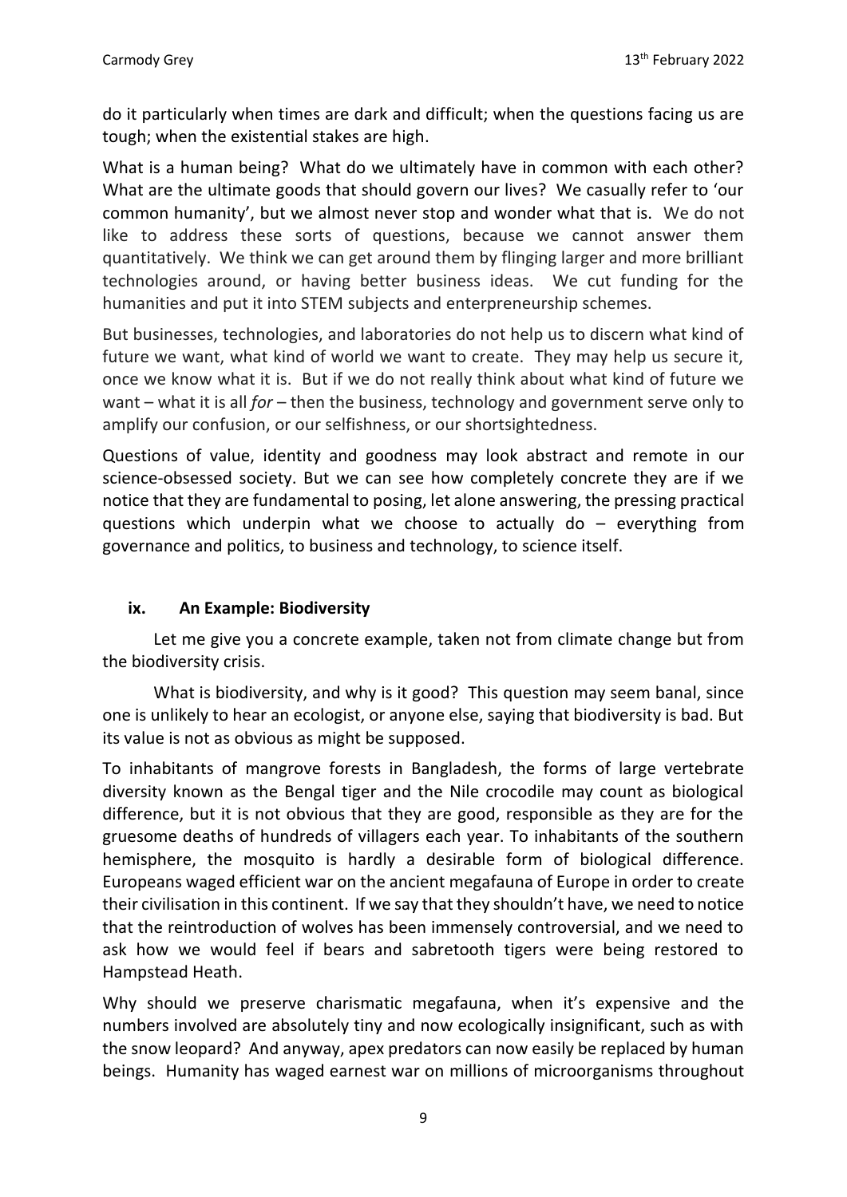do it particularly when times are dark and difficult; when the questions facing us are tough; when the existential stakes are high.

What is a human being? What do we ultimately have in common with each other? What are the ultimate goods that should govern our lives? We casually refer to 'our common humanity', but we almost never stop and wonder what that is. We do not like to address these sorts of questions, because we cannot answer them quantitatively. We think we can get around them by flinging larger and more brilliant technologies around, or having better business ideas. We cut funding for the humanities and put it into STEM subjects and enterpreneurship schemes.

But businesses, technologies, and laboratories do not help us to discern what kind of future we want, what kind of world we want to create. They may help us secure it, once we know what it is. But if we do not really think about what kind of future we want – what it is all *for* – then the business, technology and government serve only to amplify our confusion, or our selfishness, or our shortsightedness.

Questions of value, identity and goodness may look abstract and remote in our science-obsessed society. But we can see how completely concrete they are if we notice that they are fundamental to posing, let alone answering, the pressing practical questions which underpin what we choose to actually do – everything from governance and politics, to business and technology, to science itself.

### ix. An Example: Biodiversity

Let me give you a concrete example, taken not from climate change but from the biodiversity crisis.

What is biodiversity, and why is it good? This question may seem banal, since one is unlikely to hear an ecologist, or anyone else, saying that biodiversity is bad. But its value is not as obvious as might be supposed.

To inhabitants of mangrove forests in Bangladesh, the forms of large vertebrate diversity known as the Bengal tiger and the Nile crocodile may count as biological difference, but it is not obvious that they are good, responsible as they are for the gruesome deaths of hundreds of villagers each year. To inhabitants of the southern hemisphere, the mosquito is hardly a desirable form of biological difference. Europeans waged efficient war on the ancient megafauna of Europe in order to create their civilisation in this continent. If we say that they shouldn't have, we need to notice that the reintroduction of wolves has been immensely controversial, and we need to ask how we would feel if bears and sabretooth tigers were being restored to Hampstead Heath.

Why should we preserve charismatic megafauna, when it's expensive and the numbers involved are absolutely tiny and now ecologically insignificant, such as with the snow leopard? And anyway, apex predators can now easily be replaced by human beings. Humanity has waged earnest war on millions of microorganisms throughout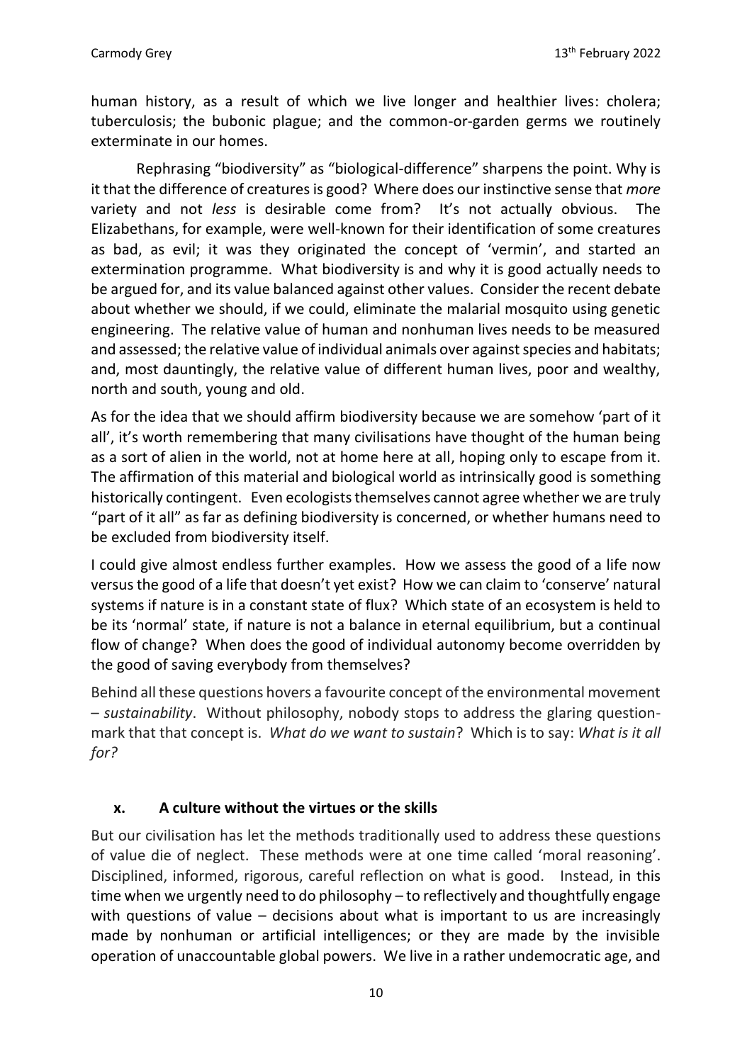human history, as a result of which we live longer and healthier lives: cholera; tuberculosis; the bubonic plague; and the common-or-garden germs we routinely exterminate in our homes.

Rephrasing "biodiversity" as "biological-difference" sharpens the point. Why is it that the difference of creatures is good? Where does our instinctive sense that *more* variety and not *less* is desirable come from? It's not actually obvious. The Elizabethans, for example, were well-known for their identification of some creatures as bad, as evil; it was they originated the concept of 'vermin', and started an extermination programme. What biodiversity is and why it is good actually needs to be argued for, and its value balanced against other values. Consider the recent debate about whether we should, if we could, eliminate the malarial mosquito using genetic engineering. The relative value of human and nonhuman lives needs to be measured and assessed; the relative value of individual animals over against species and habitats; and, most dauntingly, the relative value of different human lives, poor and wealthy, north and south, young and old.

As for the idea that we should affirm biodiversity because we are somehow 'part of it all', it's worth remembering that many civilisations have thought of the human being as a sort of alien in the world, not at home here at all, hoping only to escape from it. The affirmation of this material and biological world as intrinsically good is something historically contingent. Even ecologists themselves cannot agree whether we are truly "part of it all" as far as defining biodiversity is concerned, or whether humans need to be excluded from biodiversity itself.

I could give almost endless further examples. How we assess the good of a life now versus the good of a life that doesn't yet exist? How we can claim to 'conserve' natural systems if nature is in a constant state of flux? Which state of an ecosystem is held to be its 'normal' state, if nature is not a balance in eternal equilibrium, but a continual flow of change? When does the good of individual autonomy become overridden by the good of saving everybody from themselves?

Behind all these questions hovers a favourite concept of the environmental movement – *sustainability*. Without philosophy, nobody stops to address the glaring question-mark that that concept is. *What do we want to sustain*? Which is to say: *What is it all for?*

## x. A culture without the virtues or the skills

But our civilisation has let the methods traditionally used to address these questions of value die of neglect. These methods were at one time called 'moral reasoning'. Disciplined, informed, rigorous, careful reflection on what is good. Instead, in this time when we urgently need to do philosophy – to reflectively and thoughtfully engage with questions of value – decisions about what is important to us are increasingly made by nonhuman or artificial intelligences; or they are made by the invisible operation of unaccountable global powers. We live in a rather undemocratic age, and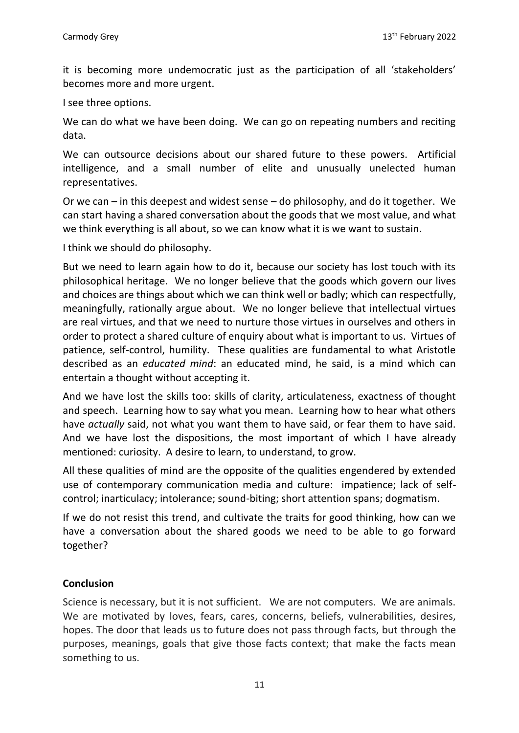it is becoming more undemocratic just as the participation of all 'stakeholders' becomes more and more urgent.

I see three options.

We can do what we have been doing. We can go on repeating numbers and reciting data.

We can outsource decisions about our shared future to these powers. Artificial intelligence, and a small number of elite and unusually unelected human representatives.

Or we can – in this deepest and widest sense – do philosophy, and do it together. We can start having a shared conversation about the goods that we most value, and what we think everything is all about, so we can know what it is we want to sustain.

I think we should do philosophy.

But we need to learn again how to do it, because our society has lost touch with its philosophical heritage. We no longer believe that the goods which govern our lives and choices are things about which we can think well or badly; which can respectfully, meaningfully, rationally argue about. We no longer believe that intellectual virtues are real virtues, and that we need to nurture those virtues in ourselves and others in order to protect a shared culture of enquiry about what is important to us. Virtues of patience, self-control, humility. These qualities are fundamental to what Aristotle described as an *educated mind*: an educated mind, he said, is a mind which can entertain a thought without accepting it.

And we have lost the skills too: skills of clarity, articulateness, exactness of thought and speech. Learning how to say what you mean. Learning how to hear what others have *actually* said, not what you want them to have said, or fear them to have said. And we have lost the dispositions, the most important of which I have already mentioned: curiosity. A desire to learn, to understand, to grow.

All these qualities of mind are the opposite of the qualities engendered by extended use of contemporary communication media and culture: impatience; lack of self-control; inarticulacy; intolerance; sound-biting; short attention spans; dogmatism.

If we do not resist this trend, and cultivate the traits for good thinking, how can we have a conversation about the shared goods we need to be able to go forward together?

## Conclusion

Science is necessary, but it is not sufficient. We are not computers. We are animals. We are motivated by loves, fears, cares, concerns, beliefs, vulnerabilities, desires, hopes. The door that leads us to future does not pass through facts, but through the purposes, meanings, goals that give those facts context; that make the facts mean something to us.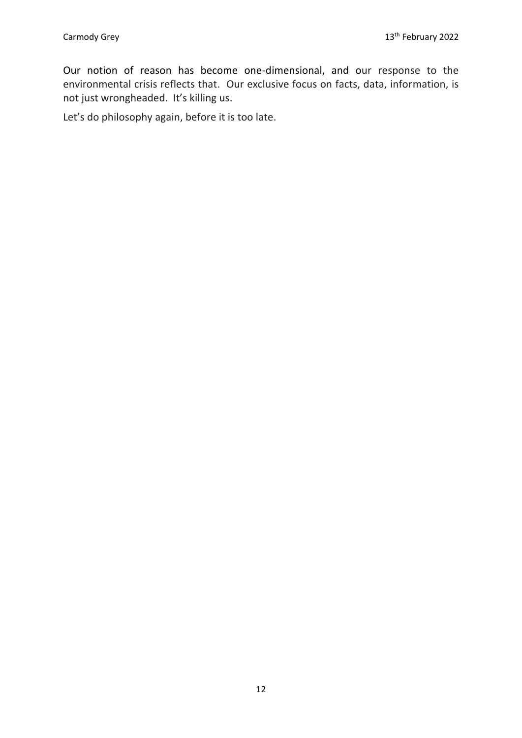Our notion of reason has become one-dimensional, and our response to the environmental crisis reflects that. Our exclusive focus on facts, data, information, is not just wrongheaded. It's killing us.

Let's do philosophy again, before it is too late.